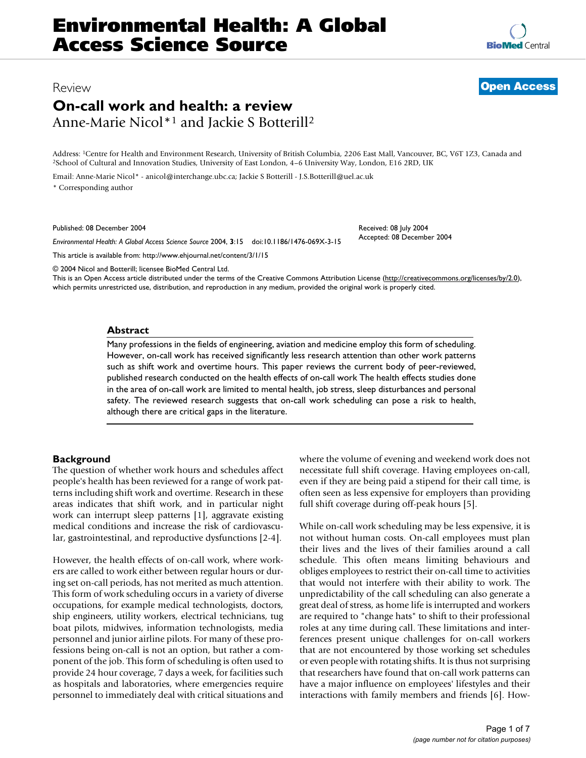Review

**Open Access**

# On-call work and health: a review

Anne-Marie Nicol*[1] and Jackie S Botterill[2]

Address: [1]Centre for Health and Environment Research, University of British Columbia, 2206 East Mall, Vancouver, BC, V6T 1Z3, Canada and [2]School of Cultural and Innovation Studies, University of East London, 4–6 University Way, London, E16 2RD, UK

Email: Anne-Marie Nicol* - anicol@interchange.ubc.ca; Jackie S Botterill - J.S.Botterill@uel.ac.uk

* Corresponding author

Published: 08 December 2004

*Environmental Health: A Global Access Science Source* 2004, **3**:15 doi:10.1186/1476-069X-3-15

Received: 08 July 2004
Accepted: 08 December 2004

This article is available from: http://www.ehjournal.net/content/3/1/15

© 2004 Nicol and Botterill; licensee BioMed Central Ltd.
This is an Open Access article distributed under the terms of the Creative Commons Attribution License (http://creativecommons.org/licenses/by/2.0), which permits unrestricted use, distribution, and reproduction in any medium, provided the original work is properly cited.

## Abstract

Many professions in the fields of engineering, aviation and medicine employ this form of scheduling. However, on-call work has received significantly less research attention than other work patterns such as shift work and overtime hours. This paper reviews the current body of peer-reviewed, published research conducted on the health effects of on-call work The health effects studies done in the area of on-call work are limited to mental health, job stress, sleep disturbances and personal safety. The reviewed research suggests that on-call work scheduling can pose a risk to health, although there are critical gaps in the literature.

## Background

The question of whether work hours and schedules affect people's health has been reviewed for a range of work patterns including shift work and overtime. Research in these areas indicates that shift work, and in particular night work can interrupt sleep patterns [1], aggravate existing medical conditions and increase the risk of cardiovascular, gastrointestinal, and reproductive dysfunctions [2-4].

However, the health effects of on-call work, where workers are called to work either between regular hours or during set on-call periods, has not merited as much attention. This form of work scheduling occurs in a variety of diverse occupations, for example medical technologists, doctors, ship engineers, utility workers, electrical technicians, tug boat pilots, midwives, information technologists, media personnel and junior airline pilots. For many of these professions being on-call is not an option, but rather a component of the job. This form of scheduling is often used to provide 24 hour coverage, 7 days a week, for facilities such as hospitals and laboratories, where emergencies require personnel to immediately deal with critical situations and where the volume of evening and weekend work does not necessitate full shift coverage. Having employees on-call, even if they are being paid a stipend for their call time, is often seen as less expensive for employers than providing full shift coverage during off-peak hours [5].

While on-call work scheduling may be less expensive, it is not without human costs. On-call employees must plan their lives and the lives of their families around a call schedule. This often means limiting behaviours and obliges employees to restrict their on-call time to activities that would not interfere with their ability to work. The unpredictability of the call scheduling can also generate a great deal of stress, as home life is interrupted and workers are required to "change hats" to shift to their professional roles at any time during call. These limitations and interferences present unique challenges for on-call workers that are not encountered by those working set schedules or even people with rotating shifts. It is thus not surprising that researchers have found that on-call work patterns can have a major influence on employees' lifestyles and their interactions with family members and friends [6]. How-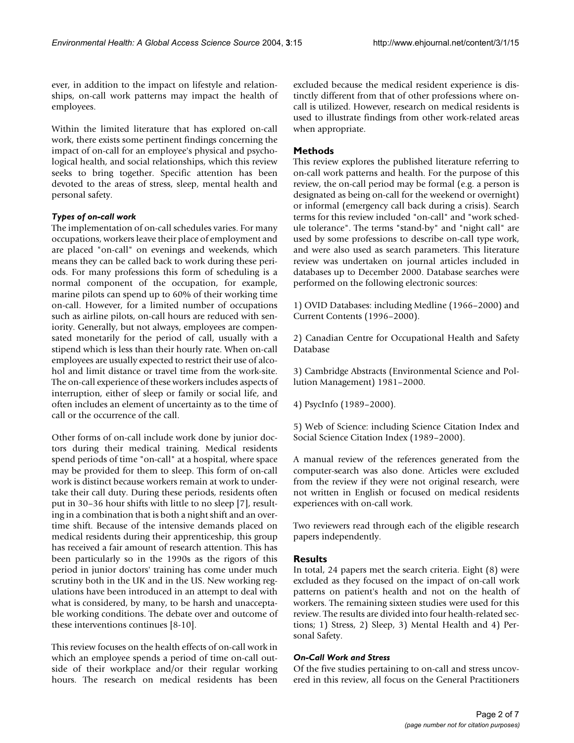ever, in addition to the impact on lifestyle and relationships, on-call work patterns may impact the health of employees.

Within the limited literature that has explored on-call work, there exists some pertinent findings concerning the impact of on-call for an employee's physical and psychological health, and social relationships, which this review seeks to bring together. Specific attention has been devoted to the areas of stress, sleep, mental health and personal safety.

### *Types of on-call work*

The implementation of on-call schedules varies. For many occupations, workers leave their place of employment and are placed "on-call" on evenings and weekends, which means they can be called back to work during these periods. For many professions this form of scheduling is a normal component of the occupation, for example, marine pilots can spend up to 60% of their working time on-call. However, for a limited number of occupations such as airline pilots, on-call hours are reduced with seniority. Generally, but not always, employees are compensated monetarily for the period of call, usually with a stipend which is less than their hourly rate. When on-call employees are usually expected to restrict their use of alcohol and limit distance or travel time from the work-site. The on-call experience of these workers includes aspects of interruption, either of sleep or family or social life, and often includes an element of uncertainty as to the time of call or the occurrence of the call.

Other forms of on-call include work done by junior doctors during their medical training. Medical residents spend periods of time "on-call" at a hospital, where space may be provided for them to sleep. This form of on-call work is distinct because workers remain at work to undertake their call duty. During these periods, residents often put in 30–36 hour shifts with little to no sleep [7], resulting in a combination that is both a night shift and an overtime shift. Because of the intensive demands placed on medical residents during their apprenticeship, this group has received a fair amount of research attention. This has been particularly so in the 1990s as the rigors of this period in junior doctors' training has come under much scrutiny both in the UK and in the US. New working regulations have been introduced in an attempt to deal with what is considered, by many, to be harsh and unacceptable working conditions. The debate over and outcome of these interventions continues [8-10].

This review focuses on the health effects of on-call work in which an employee spends a period of time on-call outside of their workplace and/or their regular working hours. The research on medical residents has been excluded because the medical resident experience is distinctly different from that of other professions where on-call is utilized. However, research on medical residents is used to illustrate findings from other work-related areas when appropriate.

## Methods

This review explores the published literature referring to on-call work patterns and health. For the purpose of this review, the on-call period may be formal (e.g. a person is designated as being on-call for the weekend or overnight) or informal (emergency call back during a crisis). Search terms for this review included "on-call" and "work schedule tolerance". The terms "stand-by" and "night call" are used by some professions to describe on-call type work, and were also used as search parameters. This literature review was undertaken on journal articles included in databases up to December 2000. Database searches were performed on the following electronic sources:

1) OVID Databases: including Medline (1966–2000) and Current Contents (1996–2000).

2) Canadian Centre for Occupational Health and Safety Database

3) Cambridge Abstracts (Environmental Science and Pollution Management) 1981–2000.

4) PsycInfo (1989–2000).

5) Web of Science: including Science Citation Index and Social Science Citation Index (1989–2000).

A manual review of the references generated from the computer-search was also done. Articles were excluded from the review if they were not original research, were not written in English or focused on medical residents experiences with on-call work.

Two reviewers read through each of the eligible research papers independently.

## Results

In total, 24 papers met the search criteria. Eight (8) were excluded as they focused on the impact of on-call work patterns on patient's health and not on the health of workers. The remaining sixteen studies were used for this review. The results are divided into four health-related sections; 1) Stress, 2) Sleep, 3) Mental Health and 4) Personal Safety.

### *On-Call Work and Stress*

Of the five studies pertaining to on-call and stress uncovered in this review, all focus on the General Practitioners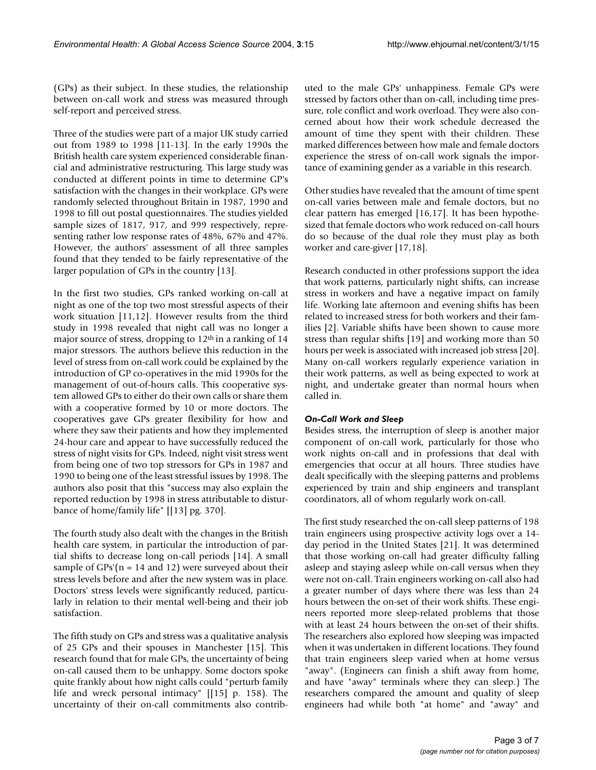(GPs) as their subject. In these studies, the relationship between on-call work and stress was measured through self-report and perceived stress.

Three of the studies were part of a major UK study carried out from 1989 to 1998 [11-13]. In the early 1990s the British health care system experienced considerable financial and administrative restructuring. This large study was conducted at different points in time to determine GP's satisfaction with the changes in their workplace. GPs were randomly selected throughout Britain in 1987, 1990 and 1998 to fill out postal questionnaires. The studies yielded sample sizes of 1817, 917, and 999 respectively, representing rather low response rates of 48%, 67% and 47%. However, the authors' assessment of all three samples found that they tended to be fairly representative of the larger population of GPs in the country [13].

In the first two studies, GPs ranked working on-call at night as one of the top two most stressful aspects of their work situation [11,12]. However results from the third study in 1998 revealed that night call was no longer a major source of stress, dropping to 12th in a ranking of 14 major stressors. The authors believe this reduction in the level of stress from on-call work could be explained by the introduction of GP co-operatives in the mid 1990s for the management of out-of-hours calls. This cooperative system allowed GPs to either do their own calls or share them with a cooperative formed by 10 or more doctors. The cooperatives gave GPs greater flexibility for how and where they saw their patients and how they implemented 24-hour care and appear to have successfully reduced the stress of night visits for GPs. Indeed, night visit stress went from being one of two top stressors for GPs in 1987 and 1990 to being one of the least stressful issues by 1998. The authors also posit that this "success may also explain the reported reduction by 1998 in stress attributable to disturbance of home/family life" [[13] pg. 370].

The fourth study also dealt with the changes in the British health care system, in particular the introduction of partial shifts to decrease long on-call periods [14]. A small sample of GPs'(n = 14 and 12) were surveyed about their stress levels before and after the new system was in place. Doctors' stress levels were significantly reduced, particularly in relation to their mental well-being and their job satisfaction.

The fifth study on GPs and stress was a qualitative analysis of 25 GPs and their spouses in Manchester [15]. This research found that for male GPs, the uncertainty of being on-call caused them to be unhappy. Some doctors spoke quite frankly about how night calls could "perturb family life and wreck personal intimacy" [[15] p. 158). The uncertainty of their on-call commitments also contributed to the male GPs' unhappiness. Female GPs were stressed by factors other than on-call, including time pressure, role conflict and work overload. They were also concerned about how their work schedule decreased the amount of time they spent with their children. These marked differences between how male and female doctors experience the stress of on-call work signals the importance of examining gender as a variable in this research.

Other studies have revealed that the amount of time spent on-call varies between male and female doctors, but no clear pattern has emerged [16,17]. It has been hypothesized that female doctors who work reduced on-call hours do so because of the dual role they must play as both worker and care-giver [17,18].

Research conducted in other professions support the idea that work patterns, particularly night shifts, can increase stress in workers and have a negative impact on family life. Working late afternoon and evening shifts has been related to increased stress for both workers and their families [2]. Variable shifts have been shown to cause more stress than regular shifts [19] and working more than 50 hours per week is associated with increased job stress [20]. Many on-call workers regularly experience variation in their work patterns, as well as being expected to work at night, and undertake greater than normal hours when called in.

### *On-Call Work and Sleep*

Besides stress, the interruption of sleep is another major component of on-call work, particularly for those who work nights on-call and in professions that deal with emergencies that occur at all hours. Three studies have dealt specifically with the sleeping patterns and problems experienced by train and ship engineers and transplant coordinators, all of whom regularly work on-call.

The first study researched the on-call sleep patterns of 198 train engineers using prospective activity logs over a 14-day period in the United States [21]. It was determined that those working on-call had greater difficulty falling asleep and staying asleep while on-call versus when they were not on-call. Train engineers working on-call also had a greater number of days where there was less than 24 hours between the on-set of their work shifts. These engineers reported more sleep-related problems that those with at least 24 hours between the on-set of their shifts. The researchers also explored how sleeping was impacted when it was undertaken in different locations. They found that train engineers sleep varied when at home versus "away". (Engineers can finish a shift away from home, and have "away" terminals where they can sleep.) The researchers compared the amount and quality of sleep engineers had while both "at home" and "away" and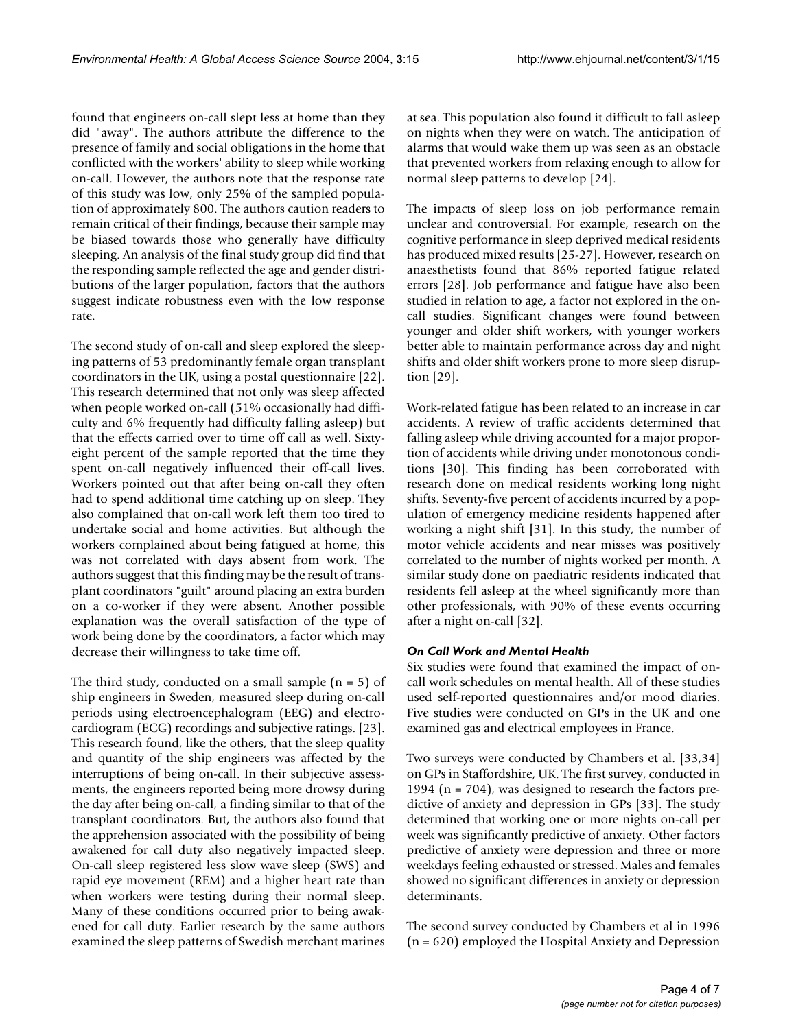found that engineers on-call slept less at home than they did "away". The authors attribute the difference to the presence of family and social obligations in the home that conflicted with the workers' ability to sleep while working on-call. However, the authors note that the response rate of this study was low, only 25% of the sampled population of approximately 800. The authors caution readers to remain critical of their findings, because their sample may be biased towards those who generally have difficulty sleeping. An analysis of the final study group did find that the responding sample reflected the age and gender distributions of the larger population, factors that the authors suggest indicate robustness even with the low response rate.

The second study of on-call and sleep explored the sleeping patterns of 53 predominantly female organ transplant coordinators in the UK, using a postal questionnaire [22]. This research determined that not only was sleep affected when people worked on-call (51% occasionally had difficulty and 6% frequently had difficulty falling asleep) but that the effects carried over to time off call as well. Sixty-eight percent of the sample reported that the time they spent on-call negatively influenced their off-call lives. Workers pointed out that after being on-call they often had to spend additional time catching up on sleep. They also complained that on-call work left them too tired to undertake social and home activities. But although the workers complained about being fatigued at home, this was not correlated with days absent from work. The authors suggest that this finding may be the result of transplant coordinators "guilt" around placing an extra burden on a co-worker if they were absent. Another possible explanation was the overall satisfaction of the type of work being done by the coordinators, a factor which may decrease their willingness to take time off.

The third study, conducted on a small sample (n = 5) of ship engineers in Sweden, measured sleep during on-call periods using electroencephalogram (EEG) and electrocardiogram (ECG) recordings and subjective ratings. [23]. This research found, like the others, that the sleep quality and quantity of the ship engineers was affected by the interruptions of being on-call. In their subjective assessments, the engineers reported being more drowsy during the day after being on-call, a finding similar to that of the transplant coordinators. But, the authors also found that the apprehension associated with the possibility of being awakened for call duty also negatively impacted sleep. On-call sleep registered less slow wave sleep (SWS) and rapid eye movement (REM) and a higher heart rate than when workers were testing during their normal sleep. Many of these conditions occurred prior to being awakened for call duty. Earlier research by the same authors examined the sleep patterns of Swedish merchant marines at sea. This population also found it difficult to fall asleep on nights when they were on watch. The anticipation of alarms that would wake them up was seen as an obstacle that prevented workers from relaxing enough to allow for normal sleep patterns to develop [24].

The impacts of sleep loss on job performance remain unclear and controversial. For example, research on the cognitive performance in sleep deprived medical residents has produced mixed results [25-27]. However, research on anaesthetists found that 86% reported fatigue related errors [28]. Job performance and fatigue have also been studied in relation to age, a factor not explored in the on-call studies. Significant changes were found between younger and older shift workers, with younger workers better able to maintain performance across day and night shifts and older shift workers prone to more sleep disruption [29].

Work-related fatigue has been related to an increase in car accidents. A review of traffic accidents determined that falling asleep while driving accounted for a major proportion of accidents while driving under monotonous conditions [30]. This finding has been corroborated with research done on medical residents working long night shifts. Seventy-five percent of accidents incurred by a population of emergency medicine residents happened after working a night shift [31]. In this study, the number of motor vehicle accidents and near misses was positively correlated to the number of nights worked per month. A similar study done on paediatric residents indicated that residents fell asleep at the wheel significantly more than other professionals, with 90% of these events occurring after a night on-call [32].

### *On Call Work and Mental Health*

Six studies were found that examined the impact of on-call work schedules on mental health. All of these studies used self-reported questionnaires and/or mood diaries. Five studies were conducted on GPs in the UK and one examined gas and electrical employees in France.

Two surveys were conducted by Chambers et al. [33,34] on GPs in Staffordshire, UK. The first survey, conducted in 1994 (n = 704), was designed to research the factors predictive of anxiety and depression in GPs [33]. The study determined that working one or more nights on-call per week was significantly predictive of anxiety. Other factors predictive of anxiety were depression and three or more weekdays feeling exhausted or stressed. Males and females showed no significant differences in anxiety or depression determinants.

The second survey conducted by Chambers et al in 1996 (n = 620) employed the Hospital Anxiety and Depression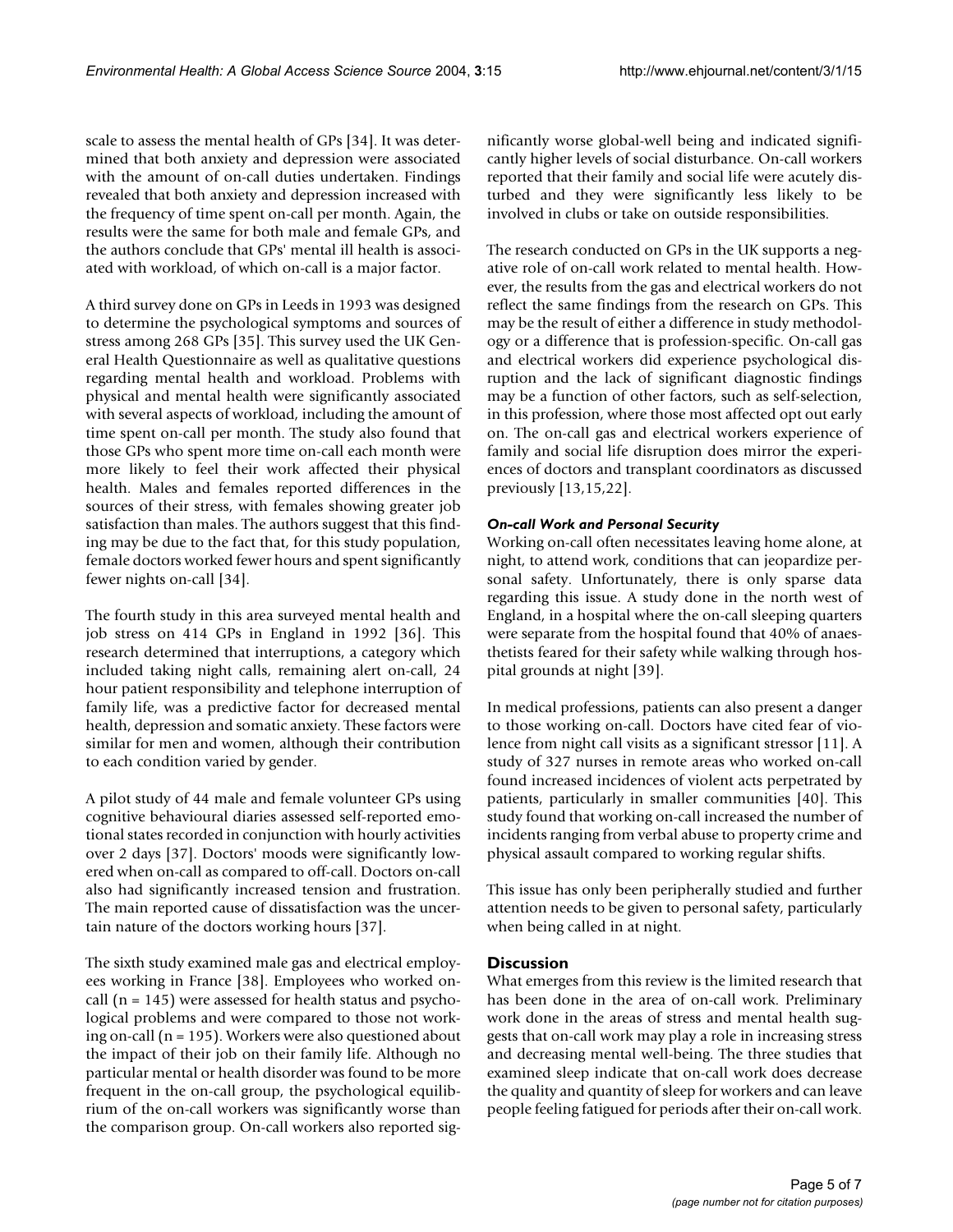scale to assess the mental health of GPs [34]. It was determined that both anxiety and depression were associated with the amount of on-call duties undertaken. Findings revealed that both anxiety and depression increased with the frequency of time spent on-call per month. Again, the results were the same for both male and female GPs, and the authors conclude that GPs' mental ill health is associated with workload, of which on-call is a major factor.

A third survey done on GPs in Leeds in 1993 was designed to determine the psychological symptoms and sources of stress among 268 GPs [35]. This survey used the UK General Health Questionnaire as well as qualitative questions regarding mental health and workload. Problems with physical and mental health were significantly associated with several aspects of workload, including the amount of time spent on-call per month. The study also found that those GPs who spent more time on-call each month were more likely to feel their work affected their physical health. Males and females reported differences in the sources of their stress, with females showing greater job satisfaction than males. The authors suggest that this finding may be due to the fact that, for this study population, female doctors worked fewer hours and spent significantly fewer nights on-call [34].

The fourth study in this area surveyed mental health and job stress on 414 GPs in England in 1992 [36]. This research determined that interruptions, a category which included taking night calls, remaining alert on-call, 24 hour patient responsibility and telephone interruption of family life, was a predictive factor for decreased mental health, depression and somatic anxiety. These factors were similar for men and women, although their contribution to each condition varied by gender.

A pilot study of 44 male and female volunteer GPs using cognitive behavioural diaries assessed self-reported emotional states recorded in conjunction with hourly activities over 2 days [37]. Doctors' moods were significantly lowered when on-call as compared to off-call. Doctors on-call also had significantly increased tension and frustration. The main reported cause of dissatisfaction was the uncertain nature of the doctors working hours [37].

The sixth study examined male gas and electrical employees working in France [38]. Employees who worked on-call (n = 145) were assessed for health status and psychological problems and were compared to those not working on-call (n = 195). Workers were also questioned about the impact of their job on their family life. Although no particular mental or health disorder was found to be more frequent in the on-call group, the psychological equilibrium of the on-call workers was significantly worse than the comparison group. On-call workers also reported significantly worse global-well being and indicated significantly higher levels of social disturbance. On-call workers reported that their family and social life were acutely disturbed and they were significantly less likely to be involved in clubs or take on outside responsibilities.

The research conducted on GPs in the UK supports a negative role of on-call work related to mental health. However, the results from the gas and electrical workers do not reflect the same findings from the research on GPs. This may be the result of either a difference in study methodology or a difference that is profession-specific. On-call gas and electrical workers did experience psychological disruption and the lack of significant diagnostic findings may be a function of other factors, such as self-selection, in this profession, where those most affected opt out early on. The on-call gas and electrical workers experience of family and social life disruption does mirror the experiences of doctors and transplant coordinators as discussed previously [13,15,22].

### *On-call Work and Personal Security*

Working on-call often necessitates leaving home alone, at night, to attend work, conditions that can jeopardize personal safety. Unfortunately, there is only sparse data regarding this issue. A study done in the north west of England, in a hospital where the on-call sleeping quarters were separate from the hospital found that 40% of anaesthetists feared for their safety while walking through hospital grounds at night [39].

In medical professions, patients can also present a danger to those working on-call. Doctors have cited fear of violence from night call visits as a significant stressor [11]. A study of 327 nurses in remote areas who worked on-call found increased incidences of violent acts perpetrated by patients, particularly in smaller communities [40]. This study found that working on-call increased the number of incidents ranging from verbal abuse to property crime and physical assault compared to working regular shifts.

This issue has only been peripherally studied and further attention needs to be given to personal safety, particularly when being called in at night.

## Discussion

What emerges from this review is the limited research that has been done in the area of on-call work. Preliminary work done in the areas of stress and mental health suggests that on-call work may play a role in increasing stress and decreasing mental well-being. The three studies that examined sleep indicate that on-call work does decrease the quality and quantity of sleep for workers and can leave people feeling fatigued for periods after their on-call work.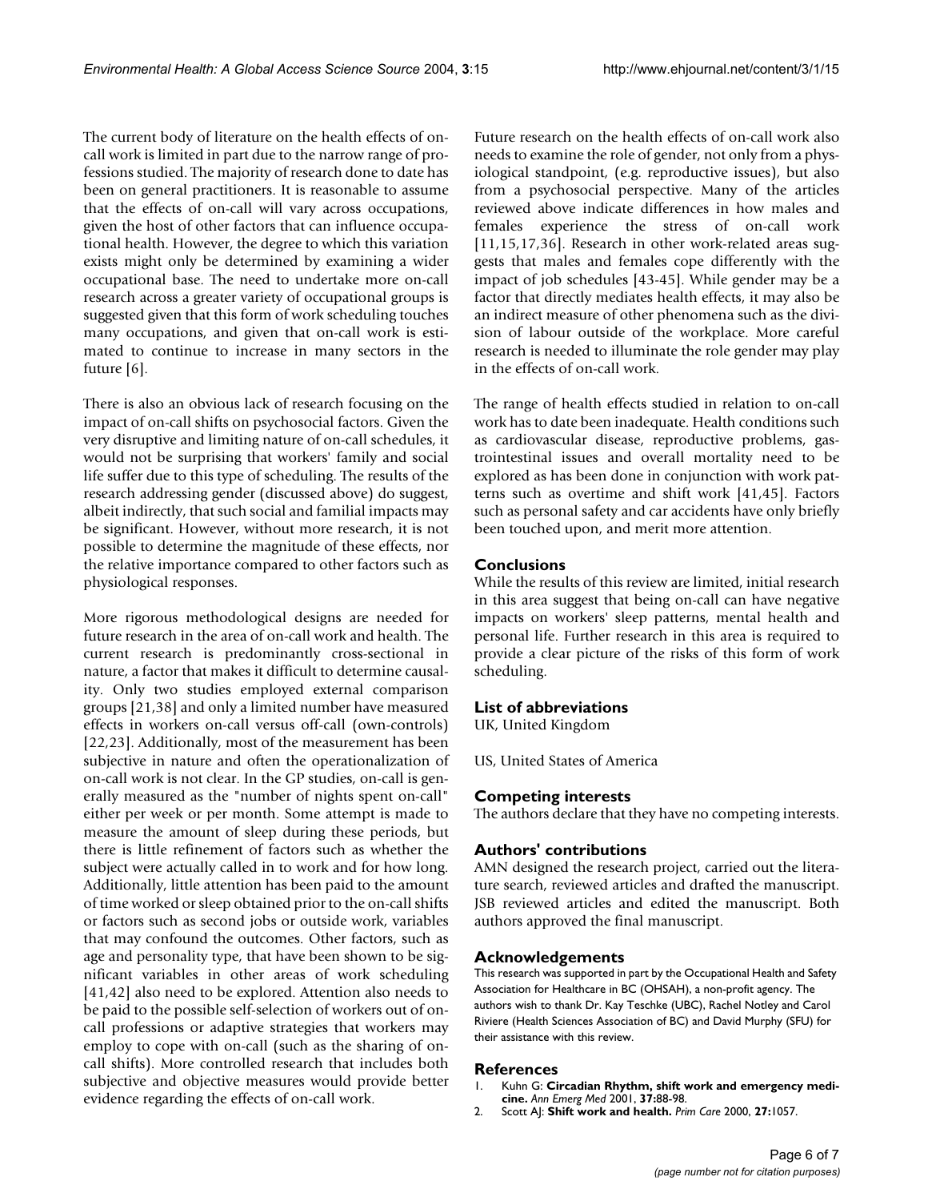The current body of literature on the health effects of on-call work is limited in part due to the narrow range of professions studied. The majority of research done to date has been on general practitioners. It is reasonable to assume that the effects of on-call will vary across occupations, given the host of other factors that can influence occupational health. However, the degree to which this variation exists might only be determined by examining a wider occupational base. The need to undertake more on-call research across a greater variety of occupational groups is suggested given that this form of work scheduling touches many occupations, and given that on-call work is estimated to continue to increase in many sectors in the future [6].

There is also an obvious lack of research focusing on the impact of on-call shifts on psychosocial factors. Given the very disruptive and limiting nature of on-call schedules, it would not be surprising that workers' family and social life suffer due to this type of scheduling. The results of the research addressing gender (discussed above) do suggest, albeit indirectly, that such social and familial impacts may be significant. However, without more research, it is not possible to determine the magnitude of these effects, nor the relative importance compared to other factors such as physiological responses.

More rigorous methodological designs are needed for future research in the area of on-call work and health. The current research is predominantly cross-sectional in nature, a factor that makes it difficult to determine causality. Only two studies employed external comparison groups [21,38] and only a limited number have measured effects in workers on-call versus off-call (own-controls) [22,23]. Additionally, most of the measurement has been subjective in nature and often the operationalization of on-call work is not clear. In the GP studies, on-call is generally measured as the "number of nights spent on-call" either per week or per month. Some attempt is made to measure the amount of sleep during these periods, but there is little refinement of factors such as whether the subject were actually called in to work and for how long. Additionally, little attention has been paid to the amount of time worked or sleep obtained prior to the on-call shifts or factors such as second jobs or outside work, variables that may confound the outcomes. Other factors, such as age and personality type, that have been shown to be significant variables in other areas of work scheduling [41,42] also need to be explored. Attention also needs to be paid to the possible self-selection of workers out of on-call professions or adaptive strategies that workers may employ to cope with on-call (such as the sharing of on-call shifts). More controlled research that includes both subjective and objective measures would provide better evidence regarding the effects of on-call work.

Future research on the health effects of on-call work also needs to examine the role of gender, not only from a physiological standpoint, (e.g. reproductive issues), but also from a psychosocial perspective. Many of the articles reviewed above indicate differences in how males and females experience the stress of on-call work [11,15,17,36]. Research in other work-related areas suggests that males and females cope differently with the impact of job schedules [43-45]. While gender may be a factor that directly mediates health effects, it may also be an indirect measure of other phenomena such as the division of labour outside of the workplace. More careful research is needed to illuminate the role gender may play in the effects of on-call work.

The range of health effects studied in relation to on-call work has to date been inadequate. Health conditions such as cardiovascular disease, reproductive problems, gastrointestinal issues and overall mortality need to be explored as has been done in conjunction with work patterns such as overtime and shift work [41,45]. Factors such as personal safety and car accidents have only briefly been touched upon, and merit more attention.

## Conclusions

While the results of this review are limited, initial research in this area suggest that being on-call can have negative impacts on workers' sleep patterns, mental health and personal life. Further research in this area is required to provide a clear picture of the risks of this form of work scheduling.

## List of abbreviations

UK, United Kingdom

US, United States of America

## Competing interests

The authors declare that they have no competing interests.

## Authors' contributions

AMN designed the research project, carried out the literature search, reviewed articles and drafted the manuscript. JSB reviewed articles and edited the manuscript. Both authors approved the final manuscript.

## Acknowledgements

This research was supported in part by the Occupational Health and Safety Association for Healthcare in BC (OHSAH), a non-profit agency. The authors wish to thank Dr. Kay Teschke (UBC), Rachel Notley and Carol Riviere (Health Sciences Association of BC) and David Murphy (SFU) for their assistance with this review.

## References

1. Kuhn G: **Circadian Rhythm, shift work and emergency medicine.** *Ann Emerg Med* 2001, **37:**88-98.
2. Scott AJ: **Shift work and health.** *Prim Care* 2000, **27:**1057.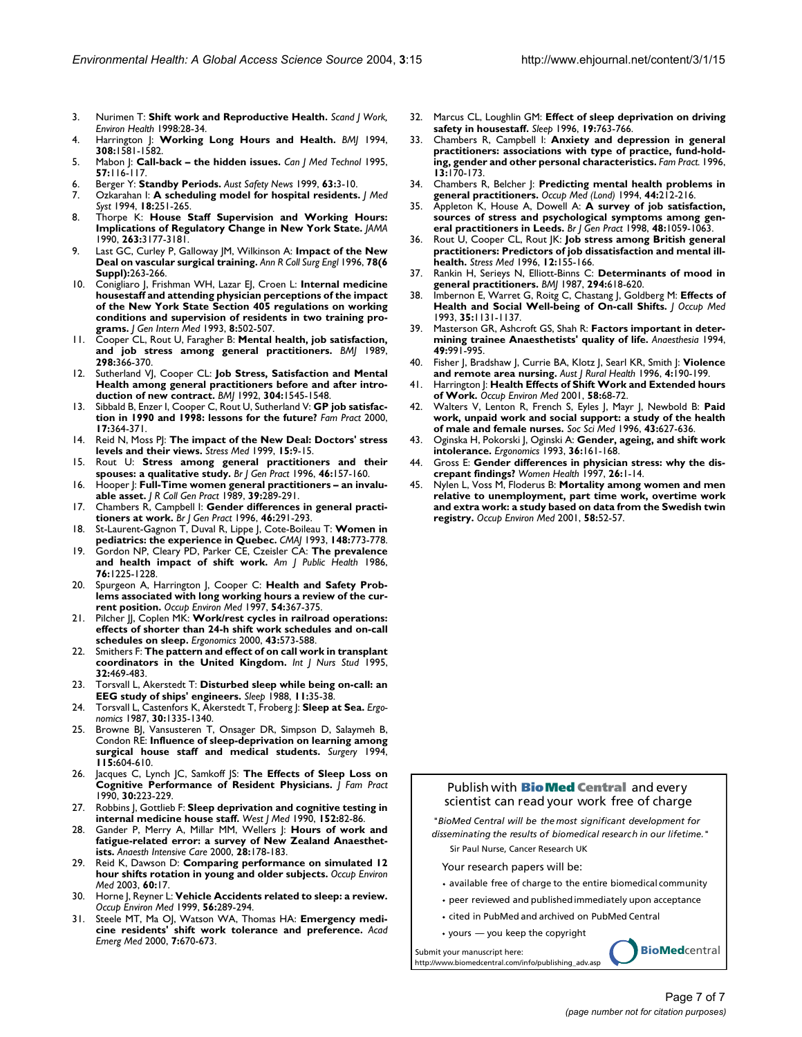3. Nurimen T: **Shift work and Reproductive Health.** *Scand J Work, Environ Health* 1998:28-34.
4. Harrington J: **Working Long Hours and Health.** *BMJ* 1994, **308:**1581-1582.
5. Mabon J: **Call-back – the hidden issues.** *Can J Med Technol* 1995, **57:**116-117.
6. Berger Y: **Standby Periods.** *Aust Safety News* 1999, **63:**3-10.
7. Ozkarahan I: **A scheduling model for hospital residents.** *J Med Syst* 1994, **18:**251-265.
8. Thorpe K: **House Staff Supervision and Working Hours: Implications of Regulatory Change in New York State.** *JAMA* 1990, **263:**3177-3181.
9. Last GC, Curley P, Galloway JM, Wilkinson A: **Impact of the New Deal on vascular surgical training.** *Ann R Coll Surg Engl* 1996, **78(6 Suppl):**263-266.
10. Conigliaro J, Frishman WH, Lazar EJ, Croen L: **Internal medicine housestaff and attending physician perceptions of the impact of the New York State Section 405 regulations on working conditions and supervision of residents in two training programs.** *J Gen Intern Med* 1993, **8:**502-507.
11. Cooper CL, Rout U, Faragher B: **Mental health, job satisfaction, and job stress among general practitioners.** *BMJ* 1989, **298:**366-370.
12. Sutherland VJ, Cooper CL: **Job Stress, Satisfaction and Mental Health among general practitioners before and after introduction of new contract.** *BMJ* 1992, **304:**1545-1548.
13. Sibbald B, Enzer I, Cooper C, Rout U, Sutherland V: **GP job satisfaction in 1990 and 1998: lessons for the future?** *Fam Pract* 2000, **17:**364-371.
14. Reid N, Moss PJ: **The impact of the New Deal: Doctors' stress levels and their views.** *Stress Med* 1999, **15:**9-15.
15. Rout U: **Stress among general practitioners and their spouses: a qualitative study.** *Br J Gen Pract* 1996, **46:**157-160.
16. Hooper J: **Full-Time women general practitioners – an invaluable asset.** *J R Coll Gen Pract* 1989, **39:**289-291.
17. Chambers R, Campbell I: **Gender differences in general practitioners at work.** *Br J Gen Pract* 1996, **46:**291-293.
18. St-Laurent-Gagnon T, Duval R, Lippe J, Cote-Boileau T: **Women in pediatrics: the experience in Quebec.** *CMAJ* 1993, **148:**773-778.
19. Gordon NP, Cleary PD, Parker CE, Czeisler CA: **The prevalence and health impact of shift work.** *Am J Public Health* 1986, **76:**1225-1228.
20. Spurgeon A, Harrington J, Cooper C: **Health and Safety Problems associated with long working hours a review of the current position.** *Occup Environ Med* 1997, **54:**367-375.
21. Pilcher JJ, Coplen MK: **Work/rest cycles in railroad operations: effects of shorter than 24-h shift work schedules and on-call schedules on sleep.** *Ergonomics* 2000, **43:**573-588.
22. Smithers F: **The pattern and effect of on call work in transplant coordinators in the United Kingdom.** *Int J Nurs Stud* 1995, **32:**469-483.
23. Torsvall L, Akerstedt T: **Disturbed sleep while being on-call: an EEG study of ships' engineers.** *Sleep* 1988, **11:**35-38.
24. Torsvall L, Castenfors K, Akerstedt T, Froberg J: **Sleep at Sea.** *Ergonomics* 1987, **30:**1335-1340.
25. Browne BJ, Vansusteren T, Onsager DR, Simpson D, Salaymeh B, Condon RE: **Influence of sleep-deprivation on learning among surgical house staff and medical students.** *Surgery* 1994, **115:**604-610.
26. Jacques C, Lynch JC, Samkoff JS: **The Effects of Sleep Loss on Cognitive Performance of Resident Physicians.** *J Fam Pract* 1990, **30:**223-229.
27. Robbins J, Gottlieb F: **Sleep deprivation and cognitive testing in internal medicine house staff.** *West J Med* 1990, **152:**82-86.
28. Gander P, Merry A, Millar MM, Wellers J: **Hours of work and fatigue-related error: a survey of New Zealand Anaesthetists.** *Anaesth Intensive Care* 2000, **28:**178-183.
29. Reid K, Dawson D: **Comparing performance on simulated 12 hour shifts rotation in young and older subjects.** *Occup Environ Med* 2003, **60:**17.
30. Horne J, Reyner L: **Vehicle Accidents related to sleep: a review.** *Occup Environ Med* 1999, **56:**289-294.
31. Steele MT, Ma OJ, Watson WA, Thomas HA: **Emergency medicine residents' shift work tolerance and preference.** *Acad Emerg Med* 2000, **7:**670-673.
32. Marcus CL, Loughlin GM: **Effect of sleep deprivation on driving safety in housestaff.** *Sleep* 1996, **19:**763-766.
33. Chambers R, Campbell I: **Anxiety and depression in general practitioners: associations with type of practice, fund-holding, gender and other personal characteristics.** *Fam Pract.* 1996, **13:**170-173.
34. Chambers R, Belcher J: **Predicting mental health problems in general practitioners.** *Occup Med (Lond)* 1994, **44:**212-216.
35. Appleton K, House A, Dowell A: **A survey of job satisfaction, sources of stress and psychological symptoms among general practitioners in Leeds.** *Br J Gen Pract* 1998, **48:**1059-1063.
36. Rout U, Cooper CL, Rout JK: **Job stress among British general practitioners: Predictors of job dissatisfaction and mental ill-health.** *Stress Med* 1996, **12:**155-166.
37. Rankin H, Serieys N, Elliott-Binns C: **Determinants of mood in general practitioners.** *BMJ* 1987, **294:**618-620.
38. Imbernon E, Warret G, Roitg C, Chastang J, Goldberg M: **Effects of Health and Social Well-being of On-call Shifts.** *J Occup Med* 1993, **35:**1131-1137.
39. Masterson GR, Ashcroft GS, Shah R: **Factors important in determining trainee Anaesthetists' quality of life.** *Anaesthesia* 1994, **49:**991-995.
40. Fisher J, Bradshaw J, Currie BA, Klotz J, Searl KR, Smith J: **Violence and remote area nursing.** *Aust J Rural Health* 1996, **4:**190-199.
41. Harrington J: **Health Effects of Shift Work and Extended hours of Work.** *Occup Environ Med* 2001, **58:**68-72.
42. Walters V, Lenton R, French S, Eyles J, Mayr J, Newbold B: **Paid work, unpaid work and social support: a study of the health of male and female nurses.** *Soc Sci Med* 1996, **43:**627-636.
43. Oginska H, Pokorski J, Oginski A: **Gender, ageing, and shift work intolerance.** *Ergonomics* 1993, **36:**161-168.
44. Gross E: **Gender differences in physician stress: why the discrepant findings?** *Women Health* 1997, **26:**1-14.
45. Nylen L, Voss M, Floderus B: **Mortality among women and men relative to unemployment, part time work, overtime work and extra work: a study based on data from the Swedish twin registry.** *Occup Environ Med* 2001, **58:**52-57.

Publish with **BioMed Central** and every scientist can read your work free of charge

*"BioMed Central will be the most significant development for disseminating the results of biomedical research in our lifetime."*

Sir Paul Nurse, Cancer Research UK

Your research papers will be:

- available free of charge to the entire biomedical community
- peer reviewed and published immediately upon acceptance
- cited in PubMed and archived on PubMed Central
- yours — you keep the copyright

Submit your manuscript here:
http://www.biomedcentral.com/info/publishing_adv.asp

BioMedcentral